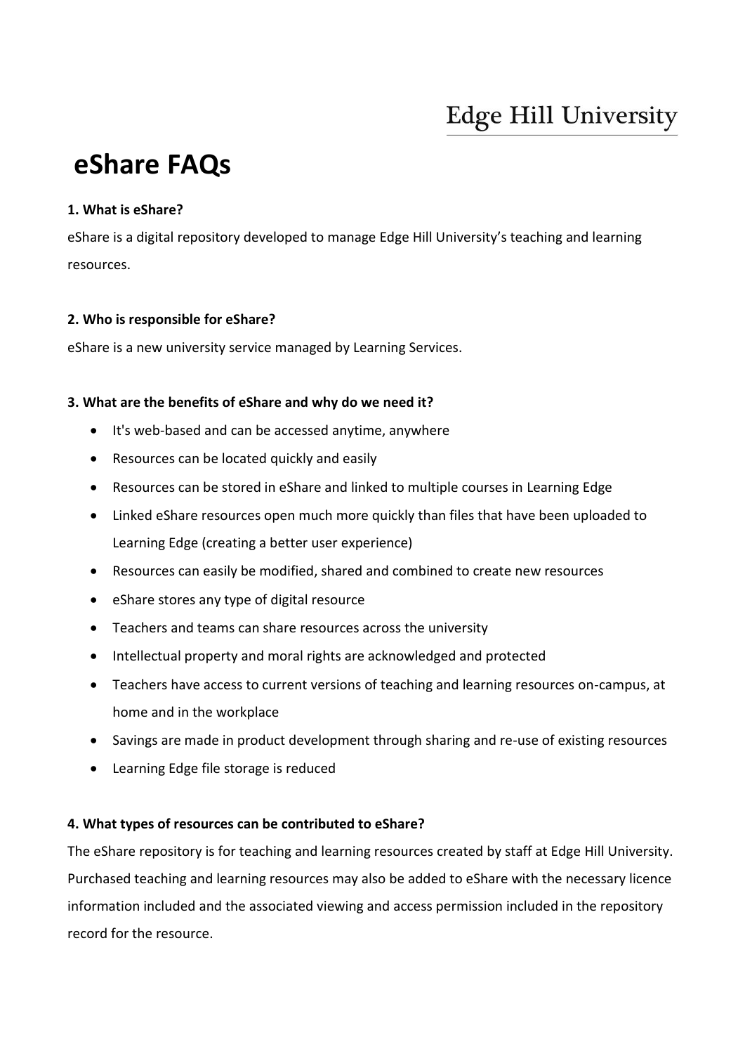Edge Hill University

# eShare FAQs

**1. What is eShare?**

eShare is a digital repository developed to manage Edge Hill University's teaching and learning resources.

**2. Who is responsible for eShare?**

eShare is a new university service managed by Learning Services.

**3. What are the benefits of eShare and why do we need it?**

- It's web-based and can be accessed anytime, anywhere
- Resources can be located quickly and easily
- Resources can be stored in eShare and linked to multiple courses in Learning Edge
- Linked eShare resources open much more quickly than files that have been uploaded to Learning Edge (creating a better user experience)
- Resources can easily be modified, shared and combined to create new resources
- eShare stores any type of digital resource
- Teachers and teams can share resources across the university
- Intellectual property and moral rights are acknowledged and protected
- Teachers have access to current versions of teaching and learning resources on-campus, at home and in the workplace
- Savings are made in product development through sharing and re-use of existing resources
- Learning Edge file storage is reduced

**4. What types of resources can be contributed to eShare?**

The eShare repository is for teaching and learning resources created by staff at Edge Hill University. Purchased teaching and learning resources may also be added to eShare with the necessary licence information included and the associated viewing and access permission included in the repository record for the resource.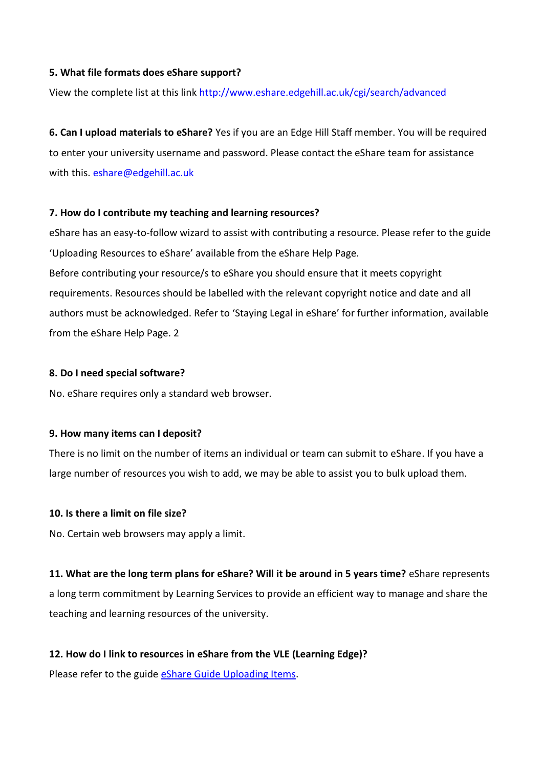**5. What file formats does eShare support?**

View the complete list at this link http://www.eshare.edgehill.ac.uk/cgi/search/advanced

**6. Can I upload materials to eShare?** Yes if you are an Edge Hill Staff member. You will be required to enter your university username and password. Please contact the eShare team for assistance with this. eshare@edgehill.ac.uk

**7. How do I contribute my teaching and learning resources?**

eShare has an easy-to-follow wizard to assist with contributing a resource. Please refer to the guide 'Uploading Resources to eShare' available from the eShare Help Page.

Before contributing your resource/s to eShare you should ensure that it meets copyright requirements. Resources should be labelled with the relevant copyright notice and date and all authors must be acknowledged. Refer to 'Staying Legal in eShare' for further information, available from the eShare Help Page. 2

**8. Do I need special software?**

No. eShare requires only a standard web browser.

**9. How many items can I deposit?**

There is no limit on the number of items an individual or team can submit to eShare. If you have a large number of resources you wish to add, we may be able to assist you to bulk upload them.

**10. Is there a limit on file size?**

No. Certain web browsers may apply a limit.

**11. What are the long term plans for eShare? Will it be around in 5 years time?** eShare represents a long term commitment by Learning Services to provide an efficient way to manage and share the teaching and learning resources of the university.

**12. How do I link to resources in eShare from the VLE (Learning Edge)?**

Please refer to the guide eShare Guide Uploading Items.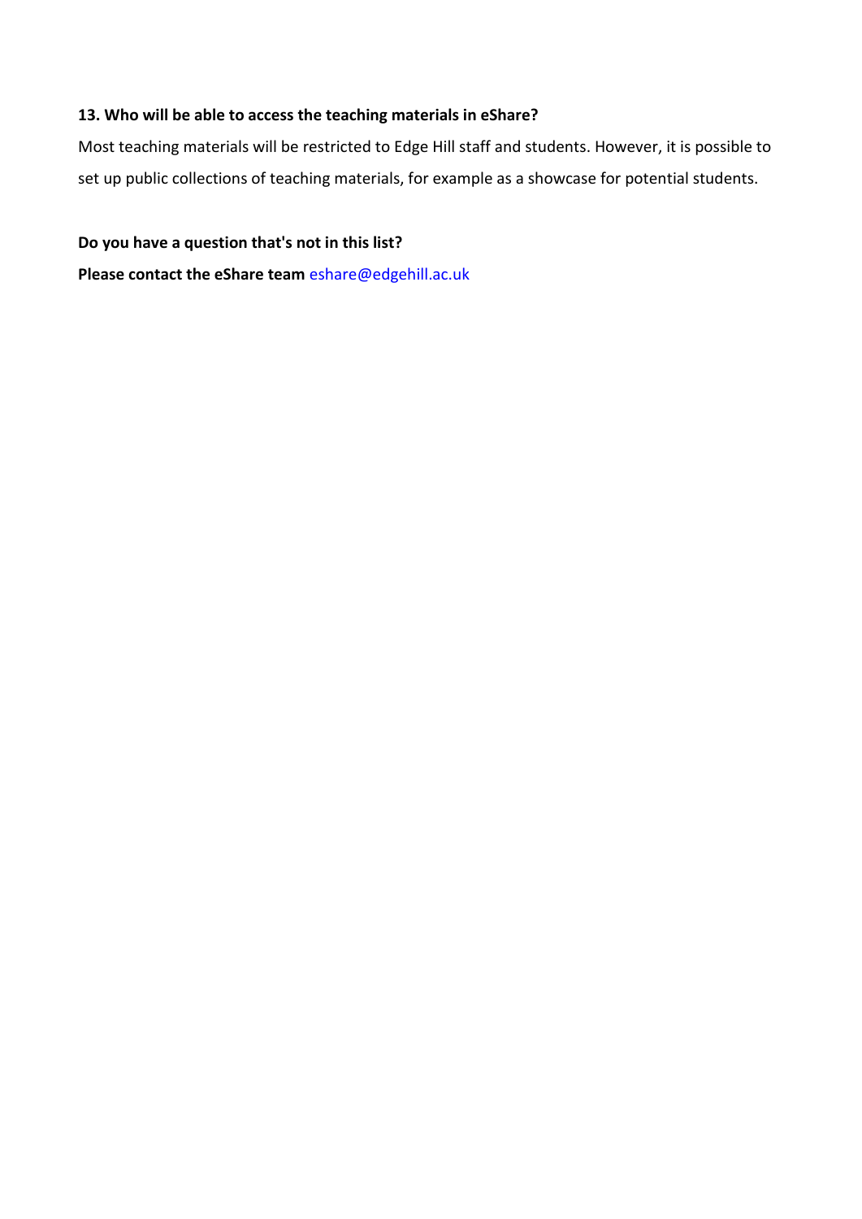**13. Who will be able to access the teaching materials in eShare?**

Most teaching materials will be restricted to Edge Hill staff and students. However, it is possible to set up public collections of teaching materials, for example as a showcase for potential students.

**Do you have a question that's not in this list?**

**Please contact the eShare team** eshare@edgehill.ac.uk